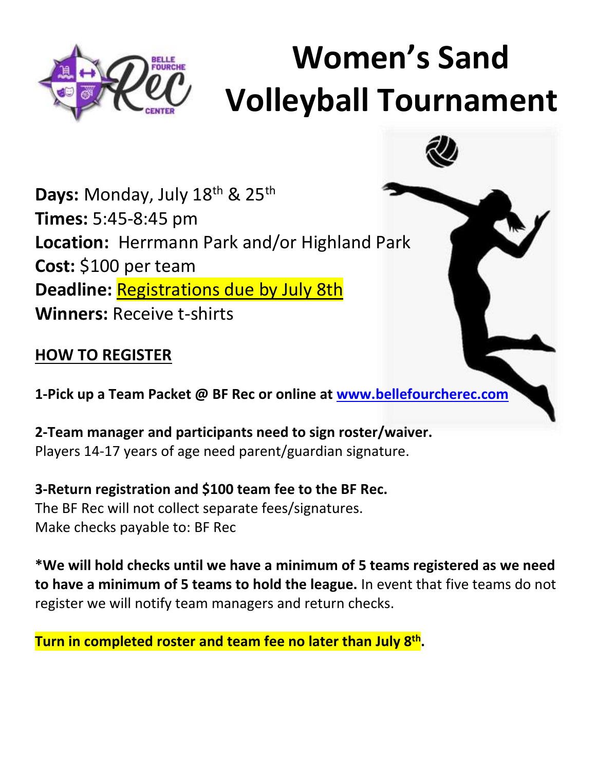# Women's Sand Volleyball Tournament

**Days:** Monday, July 18th & 25th
**Times:** 5:45-8:45 pm
**Location:** Herrmann Park and/or Highland Park
**Cost:** $100 per team
**Deadline:** Registrations due by July 8th
**Winners:** Receive t-shirts

## HOW TO REGISTER

**1-Pick up a Team Packet @ BF Rec or online at [www.bellefourcherec.com](http://www.bellefourcherec.com)**

**2-Team manager and participants need to sign roster/waiver.**
Players 14-17 years of age need parent/guardian signature.

**3-Return registration and $100 team fee to the BF Rec.**
The BF Rec will not collect separate fees/signatures.
Make checks payable to: BF Rec

**\*We will hold checks until we have a minimum of 5 teams registered as we need to have a minimum of 5 teams to hold the league.** In event that five teams do not register we will notify team managers and return checks.

**Turn in completed roster and team fee no later than July 8th.**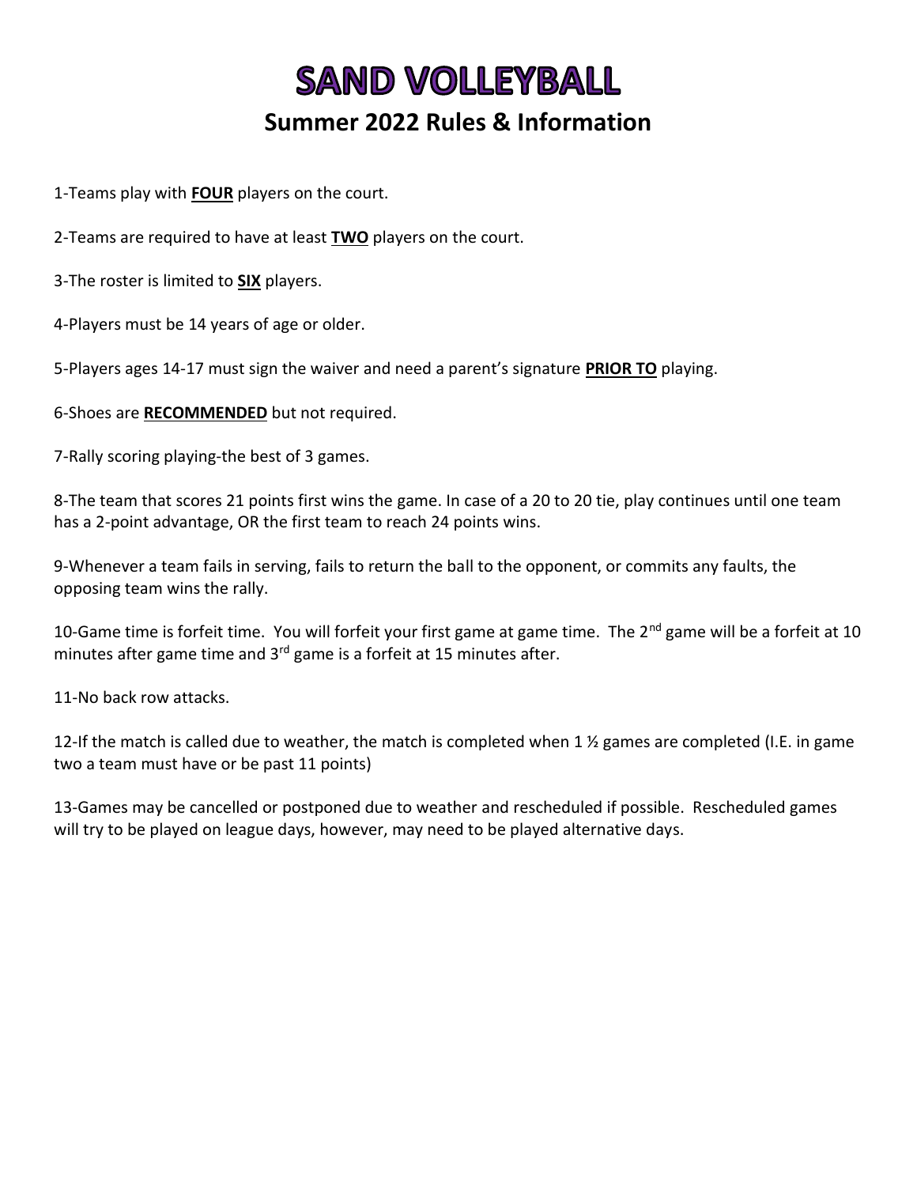# SAND VOLLEYBALL

## Summer 2022 Rules & Information

1-Teams play with **FOUR** players on the court.

2-Teams are required to have at least **TWO** players on the court.

3-The roster is limited to **SIX** players.

4-Players must be 14 years of age or older.

5-Players ages 14-17 must sign the waiver and need a parent's signature **PRIOR TO** playing.

6-Shoes are **RECOMMENDED** but not required.

7-Rally scoring playing-the best of 3 games.

8-The team that scores 21 points first wins the game. In case of a 20 to 20 tie, play continues until one team has a 2-point advantage, OR the first team to reach 24 points wins.

9-Whenever a team fails in serving, fails to return the ball to the opponent, or commits any faults, the opposing team wins the rally.

10-Game time is forfeit time. You will forfeit your first game at game time. The 2nd game will be a forfeit at 10 minutes after game time and 3rd game is a forfeit at 15 minutes after.

11-No back row attacks.

12-If the match is called due to weather, the match is completed when 1 ½ games are completed (I.E. in game two a team must have or be past 11 points)

13-Games may be cancelled or postponed due to weather and rescheduled if possible. Rescheduled games will try to be played on league days, however, may need to be played alternative days.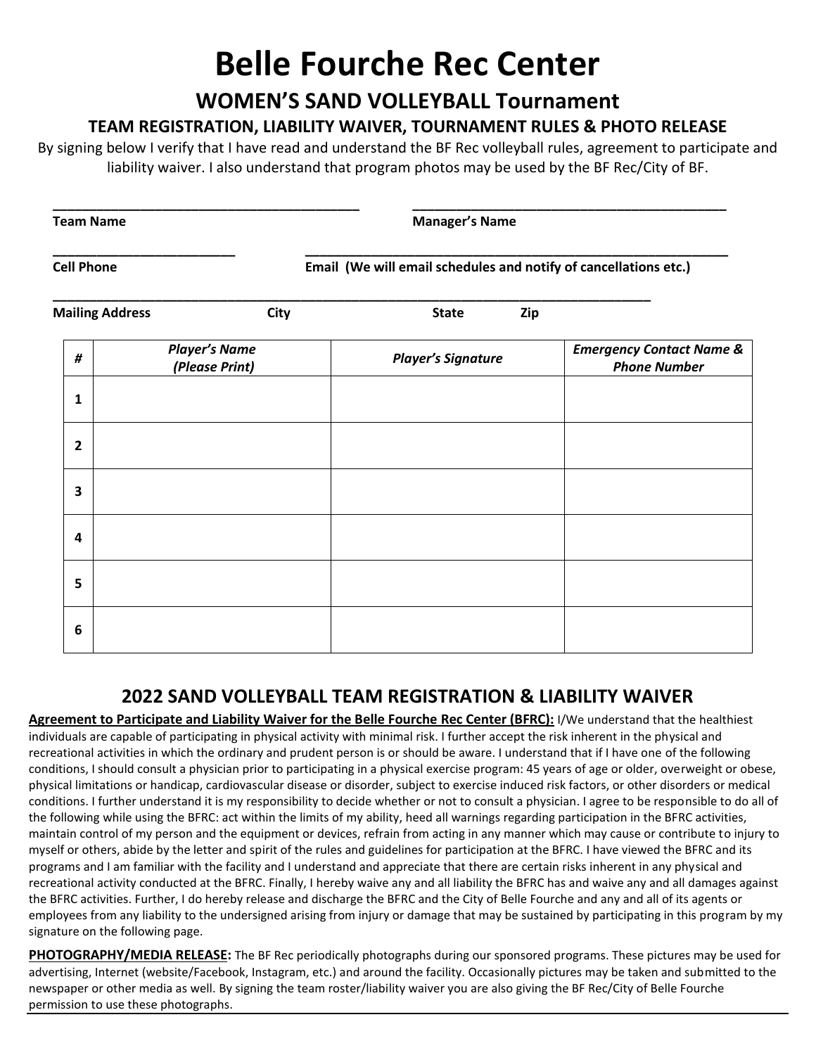# Belle Fourche Rec Center

## WOMEN'S SAND VOLLEYBALL Tournament

### TEAM REGISTRATION, LIABILITY WAIVER, TOURNAMENT RULES & PHOTO RELEASE

By signing below I verify that I have read and understand the BF Rec volleyball rules, agreement to participate and liability waiver. I also understand that program photos may be used by the BF Rec/City of BF.

_________________________________________ _________________________________________

**Team Name** **Manager's Name**

________________________ _________________________________________________________

**Cell Phone** **Email (We will email schedules and notify of cancellations etc.)**

________________________________________________________________________________

**Mailing Address** **City** **State** **Zip**

| # | *Player's Name (Please Print)* | *Player's Signature* | *Emergency Contact Name & Phone Number* |
|---|---|---|---|
| 1 | | | |
| 2 | | | |
| 3 | | | |
| 4 | | | |
| 5 | | | |
| 6 | | | |

## 2022 SAND VOLLEYBALL TEAM REGISTRATION & LIABILITY WAIVER

**Agreement to Participate and Liability Waiver for the Belle Fourche Rec Center (BFRC):** I/We understand that the healthiest individuals are capable of participating in physical activity with minimal risk. I further accept the risk inherent in the physical and recreational activities in which the ordinary and prudent person is or should be aware. I understand that if I have one of the following conditions, I should consult a physician prior to participating in a physical exercise program: 45 years of age or older, overweight or obese, physical limitations or handicap, cardiovascular disease or disorder, subject to exercise induced risk factors, or other disorders or medical conditions. I further understand it is my responsibility to decide whether or not to consult a physician. I agree to be responsible to do all of the following while using the BFRC: act within the limits of my ability, heed all warnings regarding participation in the BFRC activities, maintain control of my person and the equipment or devices, refrain from acting in any manner which may cause or contribute to injury to myself or others, abide by the letter and spirit of the rules and guidelines for participation at the BFRC. I have viewed the BFRC and its programs and I am familiar with the facility and I understand and appreciate that there are certain risks inherent in any physical and recreational activity conducted at the BFRC. Finally, I hereby waive any and all liability the BFRC has and waive any and all damages against the BFRC activities. Further, I do hereby release and discharge the BFRC and the City of Belle Fourche and any and all of its agents or employees from any liability to the undersigned arising from injury or damage that may be sustained by participating in this program by my signature on the following page.

**PHOTOGRAPHY/MEDIA RELEASE:** The BF Rec periodically photographs during our sponsored programs. These pictures may be used for advertising, Internet (website/Facebook, Instagram, etc.) and around the facility. Occasionally pictures may be taken and submitted to the newspaper or other media as well. By signing the team roster/liability waiver you are also giving the BF Rec/City of Belle Fourche permission to use these photographs.